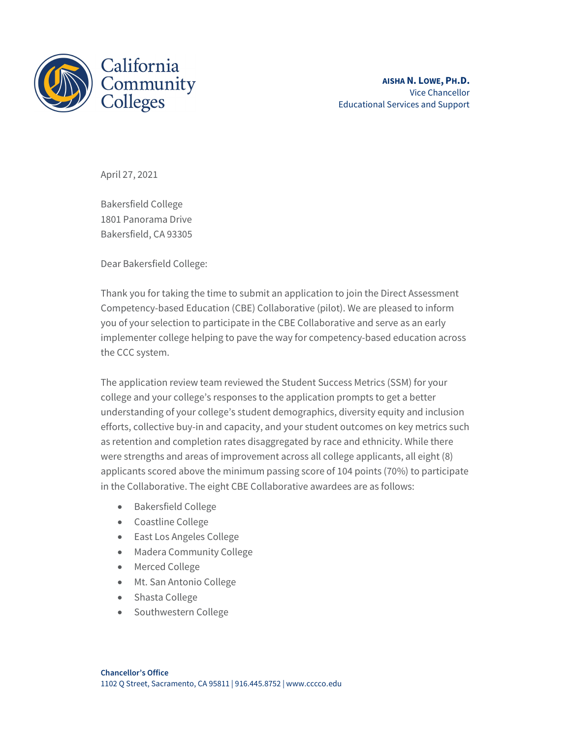California Community Colleges

**AISHA N. LOWE, PH.D.**
Vice Chancellor
Educational Services and Support

April 27, 2021

Bakersfield College
1801 Panorama Drive
Bakersfield, CA 93305

Dear Bakersfield College:

Thank you for taking the time to submit an application to join the Direct Assessment Competency-based Education (CBE) Collaborative (pilot). We are pleased to inform you of your selection to participate in the CBE Collaborative and serve as an early implementer college helping to pave the way for competency-based education across the CCC system.

The application review team reviewed the Student Success Metrics (SSM) for your college and your college's responses to the application prompts to get a better understanding of your college's student demographics, diversity equity and inclusion efforts, collective buy-in and capacity, and your student outcomes on key metrics such as retention and completion rates disaggregated by race and ethnicity. While there were strengths and areas of improvement across all college applicants, all eight (8) applicants scored above the minimum passing score of 104 points (70%) to participate in the Collaborative. The eight CBE Collaborative awardees are as follows:

- Bakersfield College
- Coastline College
- East Los Angeles College
- Madera Community College
- Merced College
- Mt. San Antonio College
- Shasta College
- Southwestern College

**Chancellor's Office**
1102 Q Street, Sacramento, CA 95811 | 916.445.8752 | www.cccco.edu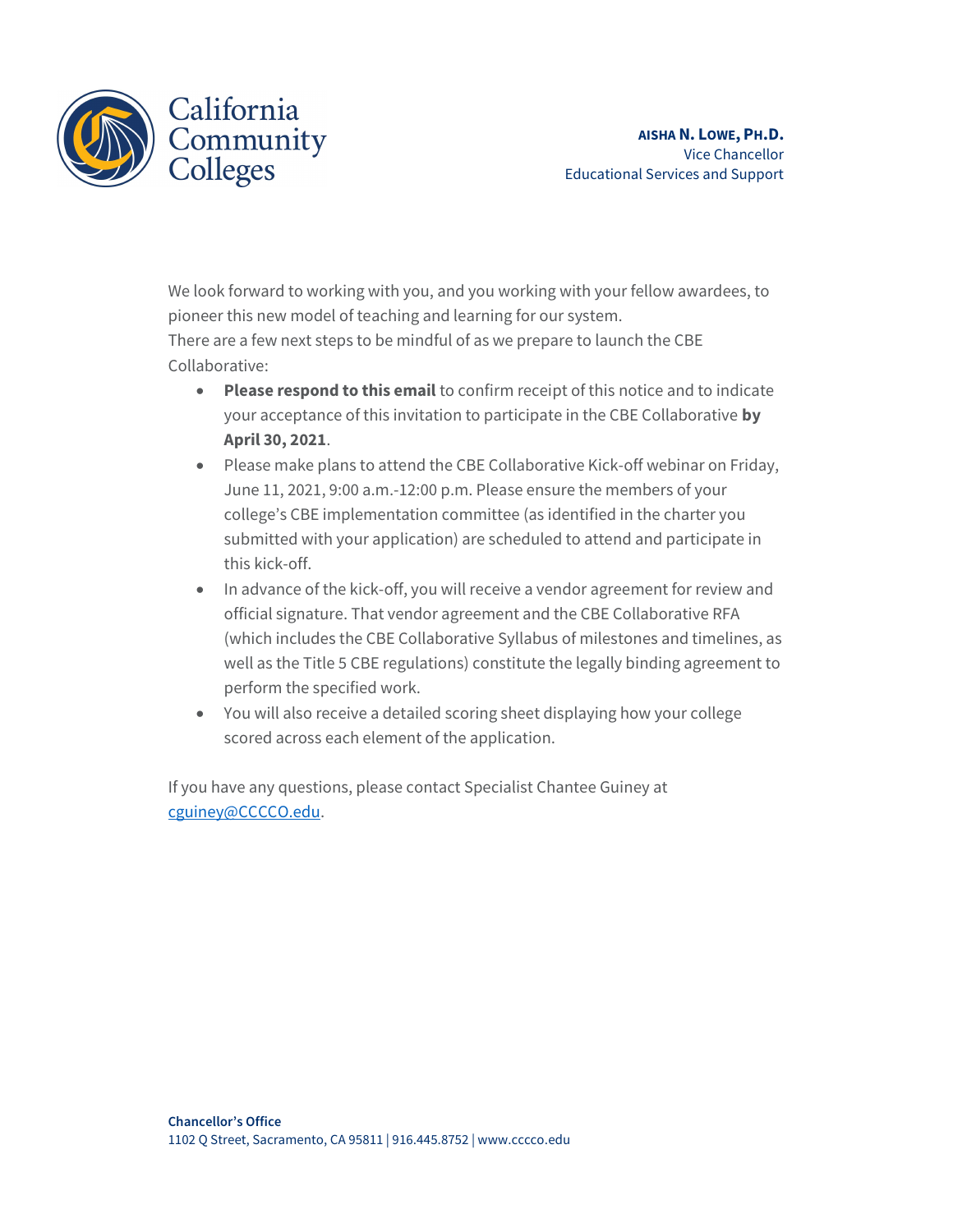**AISHA N. LOWE, PH.D.**
Vice Chancellor
Educational Services and Support

We look forward to working with you, and you working with your fellow awardees, to pioneer this new model of teaching and learning for our system.

There are a few next steps to be mindful of as we prepare to launch the CBE Collaborative:

- **Please respond to this email** to confirm receipt of this notice and to indicate your acceptance of this invitation to participate in the CBE Collaborative **by April 30, 2021**.
- Please make plans to attend the CBE Collaborative Kick-off webinar on Friday, June 11, 2021, 9:00 a.m.-12:00 p.m. Please ensure the members of your college's CBE implementation committee (as identified in the charter you submitted with your application) are scheduled to attend and participate in this kick-off.
- In advance of the kick-off, you will receive a vendor agreement for review and official signature. That vendor agreement and the CBE Collaborative RFA (which includes the CBE Collaborative Syllabus of milestones and timelines, as well as the Title 5 CBE regulations) constitute the legally binding agreement to perform the specified work.
- You will also receive a detailed scoring sheet displaying how your college scored across each element of the application.

If you have any questions, please contact Specialist Chantee Guiney at cguiney@CCCCO.edu.

**Chancellor's Office**
1102 Q Street, Sacramento, CA 95811 | 916.445.8752 | www.cccco.edu